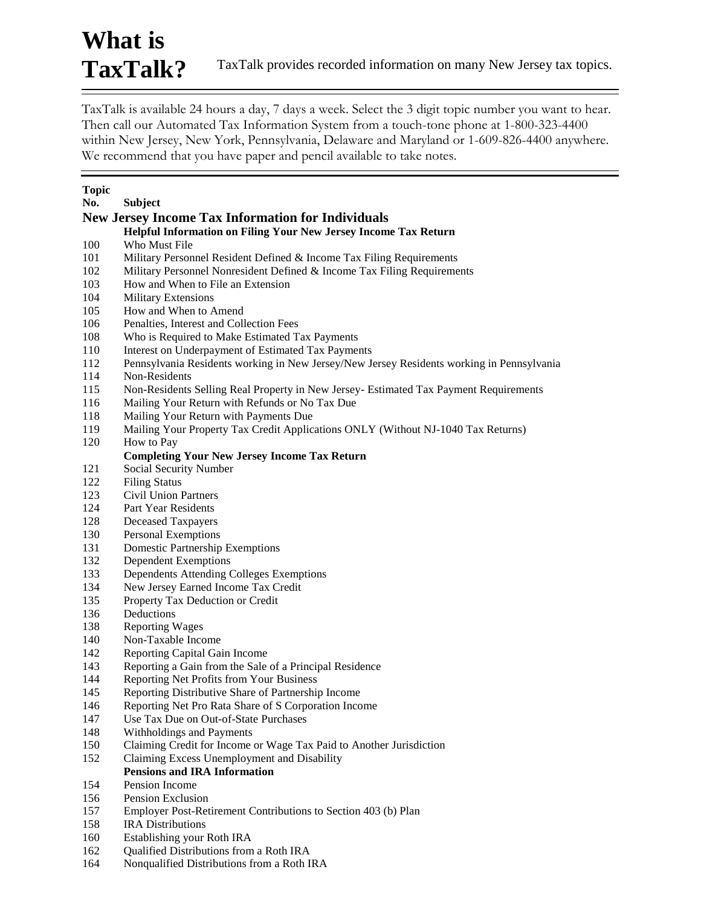# What is TaxTalk?

TaxTalk provides recorded information on many New Jersey tax topics.

TaxTalk is available 24 hours a day, 7 days a week. Select the 3 digit topic number you want to hear. Then call our Automated Tax Information System from a touch-tone phone at 1-800-323-4400 within New Jersey, New York, Pennsylvania, Delaware and Maryland or 1-609-826-4400 anywhere. We recommend that you have paper and pencil available to take notes.

| Topic No. | Subject |
|---|---|
| | **New Jersey Income Tax Information for Individuals** |
| | **Helpful Information on Filing Your New Jersey Income Tax Return** |
| 100 | Who Must File |
| 101 | Military Personnel Resident Defined & Income Tax Filing Requirements |
| 102 | Military Personnel Nonresident Defined & Income Tax Filing Requirements |
| 103 | How and When to File an Extension |
| 104 | Military Extensions |
| 105 | How and When to Amend |
| 106 | Penalties, Interest and Collection Fees |
| 108 | Who is Required to Make Estimated Tax Payments |
| 110 | Interest on Underpayment of Estimated Tax Payments |
| 112 | Pennsylvania Residents working in New Jersey/New Jersey Residents working in Pennsylvania |
| 114 | Non-Residents |
| 115 | Non-Residents Selling Real Property in New Jersey- Estimated Tax Payment Requirements |
| 116 | Mailing Your Return with Refunds or No Tax Due |
| 118 | Mailing Your Return with Payments Due |
| 119 | Mailing Your Property Tax Credit Applications ONLY (Without NJ-1040 Tax Returns) |
| 120 | How to Pay |
| | **Completing Your New Jersey Income Tax Return** |
| 121 | Social Security Number |
| 122 | Filing Status |
| 123 | Civil Union Partners |
| 124 | Part Year Residents |
| 128 | Deceased Taxpayers |
| 130 | Personal Exemptions |
| 131 | Domestic Partnership Exemptions |
| 132 | Dependent Exemptions |
| 133 | Dependents Attending Colleges Exemptions |
| 134 | New Jersey Earned Income Tax Credit |
| 135 | Property Tax Deduction or Credit |
| 136 | Deductions |
| 138 | Reporting Wages |
| 140 | Non-Taxable Income |
| 142 | Reporting Capital Gain Income |
| 143 | Reporting a Gain from the Sale of a Principal Residence |
| 144 | Reporting Net Profits from Your Business |
| 145 | Reporting Distributive Share of Partnership Income |
| 146 | Reporting Net Pro Rata Share of S Corporation Income |
| 147 | Use Tax Due on Out-of-State Purchases |
| 148 | Withholdings and Payments |
| 150 | Claiming Credit for Income or Wage Tax Paid to Another Jurisdiction |
| 152 | Claiming Excess Unemployment and Disability |
| | **Pensions and IRA Information** |
| 154 | Pension Income |
| 156 | Pension Exclusion |
| 157 | Employer Post-Retirement Contributions to Section 403 (b) Plan |
| 158 | IRA Distributions |
| 160 | Establishing your Roth IRA |
| 162 | Qualified Distributions from a Roth IRA |
| 164 | Nonqualified Distributions from a Roth IRA |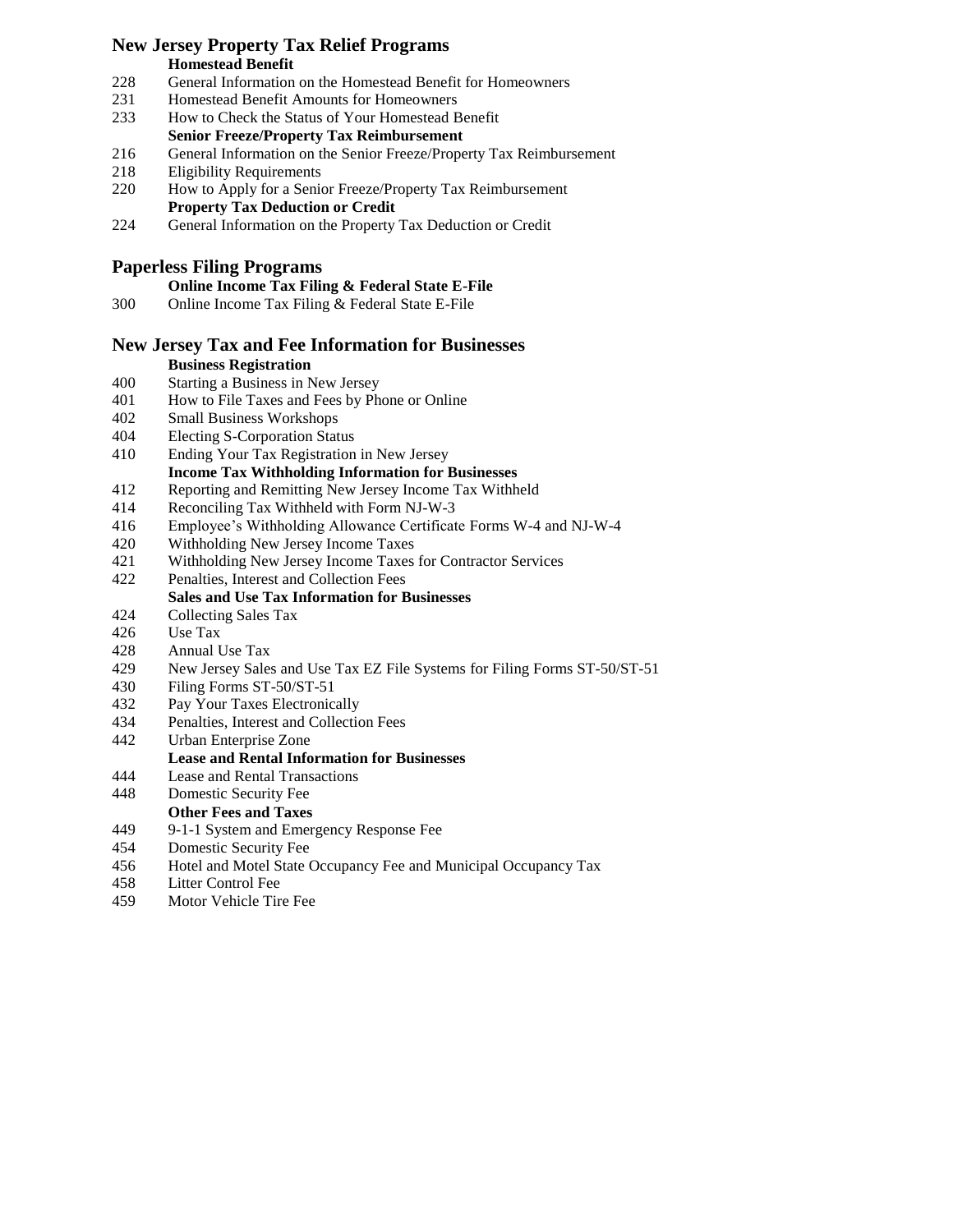## New Jersey Property Tax Relief Programs

### Homestead Benefit

228 General Information on the Homestead Benefit for Homeowners
231 Homestead Benefit Amounts for Homeowners
233 How to Check the Status of Your Homestead Benefit

### Senior Freeze/Property Tax Reimbursement

216 General Information on the Senior Freeze/Property Tax Reimbursement
218 Eligibility Requirements
220 How to Apply for a Senior Freeze/Property Tax Reimbursement

### Property Tax Deduction or Credit

224 General Information on the Property Tax Deduction or Credit

## Paperless Filing Programs

### Online Income Tax Filing & Federal State E-File

300 Online Income Tax Filing & Federal State E-File

## New Jersey Tax and Fee Information for Businesses

### Business Registration

400 Starting a Business in New Jersey
401 How to File Taxes and Fees by Phone or Online
402 Small Business Workshops
404 Electing S-Corporation Status
410 Ending Your Tax Registration in New Jersey

### Income Tax Withholding Information for Businesses

412 Reporting and Remitting New Jersey Income Tax Withheld
414 Reconciling Tax Withheld with Form NJ-W-3
416 Employee's Withholding Allowance Certificate Forms W-4 and NJ-W-4
420 Withholding New Jersey Income Taxes
421 Withholding New Jersey Income Taxes for Contractor Services
422 Penalties, Interest and Collection Fees

### Sales and Use Tax Information for Businesses

424 Collecting Sales Tax
426 Use Tax
428 Annual Use Tax
429 New Jersey Sales and Use Tax EZ File Systems for Filing Forms ST-50/ST-51
430 Filing Forms ST-50/ST-51
432 Pay Your Taxes Electronically
434 Penalties, Interest and Collection Fees
442 Urban Enterprise Zone

### Lease and Rental Information for Businesses

444 Lease and Rental Transactions
448 Domestic Security Fee

### Other Fees and Taxes

449 9-1-1 System and Emergency Response Fee
454 Domestic Security Fee
456 Hotel and Motel State Occupancy Fee and Municipal Occupancy Tax
458 Litter Control Fee
459 Motor Vehicle Tire Fee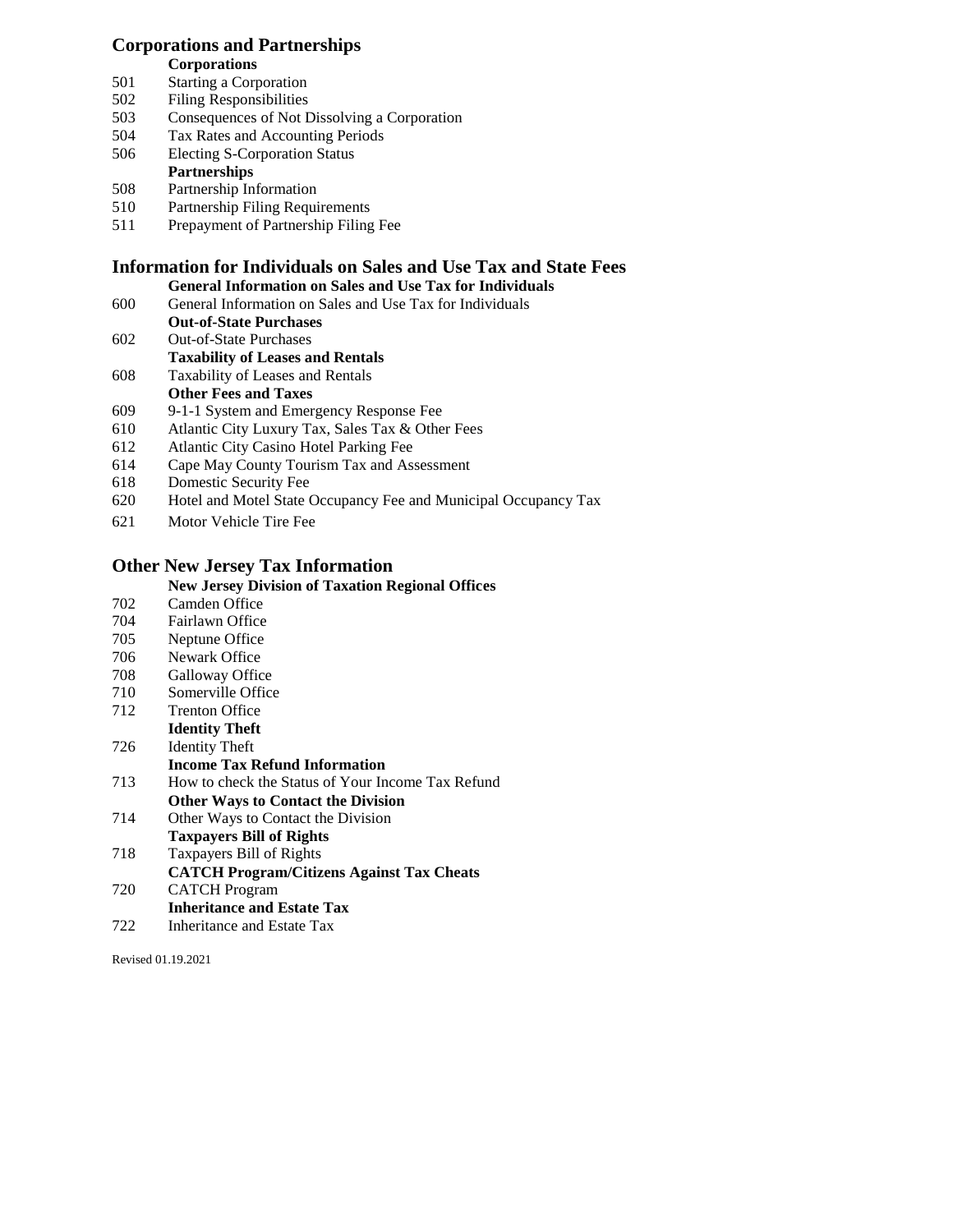## Corporations and Partnerships

**Corporations**

501 Starting a Corporation
502 Filing Responsibilities
503 Consequences of Not Dissolving a Corporation
504 Tax Rates and Accounting Periods
506 Electing S-Corporation Status

**Partnerships**

508 Partnership Information
510 Partnership Filing Requirements
511 Prepayment of Partnership Filing Fee

## Information for Individuals on Sales and Use Tax and State Fees

**General Information on Sales and Use Tax for Individuals**

600 General Information on Sales and Use Tax for Individuals

**Out-of-State Purchases**

602 Out-of-State Purchases

**Taxability of Leases and Rentals**

608 Taxability of Leases and Rentals

**Other Fees and Taxes**

609 9-1-1 System and Emergency Response Fee
610 Atlantic City Luxury Tax, Sales Tax & Other Fees
612 Atlantic City Casino Hotel Parking Fee
614 Cape May County Tourism Tax and Assessment
618 Domestic Security Fee
620 Hotel and Motel State Occupancy Fee and Municipal Occupancy Tax
621 Motor Vehicle Tire Fee

## Other New Jersey Tax Information

**New Jersey Division of Taxation Regional Offices**

702 Camden Office
704 Fairlawn Office
705 Neptune Office
706 Newark Office
708 Galloway Office
710 Somerville Office
712 Trenton Office

**Identity Theft**

726 Identity Theft

**Income Tax Refund Information**

713 How to check the Status of Your Income Tax Refund

**Other Ways to Contact the Division**

714 Other Ways to Contact the Division

**Taxpayers Bill of Rights**

718 Taxpayers Bill of Rights

**CATCH Program/Citizens Against Tax Cheats**

720 CATCH Program

**Inheritance and Estate Tax**

722 Inheritance and Estate Tax

Revised 01.19.2021